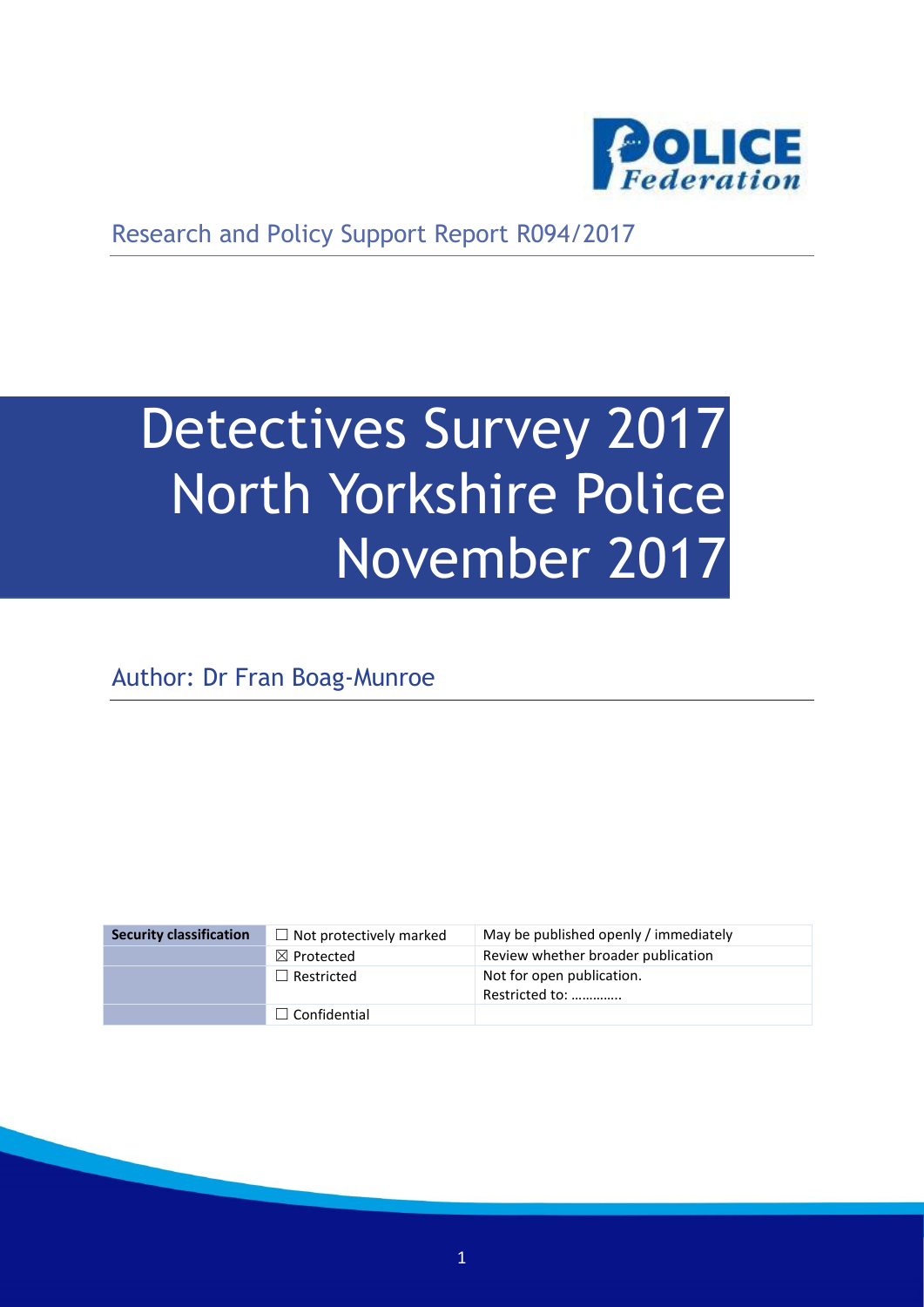Research and Policy Support Report R094/2017

# Detectives Survey 2017 North Yorkshire Police November 2017

Author: Dr Fran Boag-Munroe

| Security classification | ☐ Not protectively marked | May be published openly / immediately |
|---|---|---|
| | ☒ Protected | Review whether broader publication |
| | ☐ Restricted | Not for open publication. Restricted to: …………. |
| | ☐ Confidential | |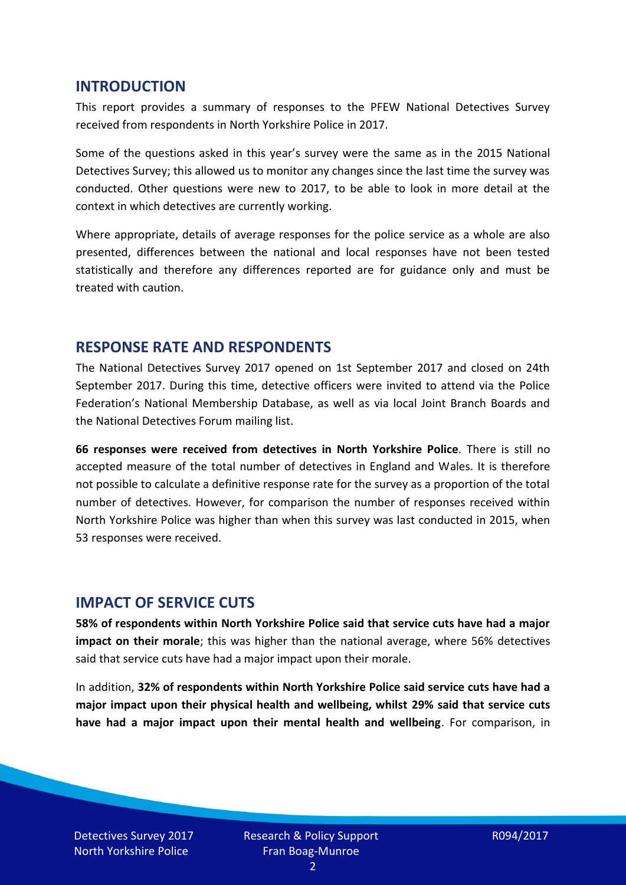## INTRODUCTION

This report provides a summary of responses to the PFEW National Detectives Survey received from respondents in North Yorkshire Police in 2017.

Some of the questions asked in this year's survey were the same as in the 2015 National Detectives Survey; this allowed us to monitor any changes since the last time the survey was conducted. Other questions were new to 2017, to be able to look in more detail at the context in which detectives are currently working.

Where appropriate, details of average responses for the police service as a whole are also presented, differences between the national and local responses have not been tested statistically and therefore any differences reported are for guidance only and must be treated with caution.

## RESPONSE RATE AND RESPONDENTS

The National Detectives Survey 2017 opened on 1st September 2017 and closed on 24th September 2017. During this time, detective officers were invited to attend via the Police Federation's National Membership Database, as well as via local Joint Branch Boards and the National Detectives Forum mailing list.

**66 responses were received from detectives in North Yorkshire Police**. There is still no accepted measure of the total number of detectives in England and Wales. It is therefore not possible to calculate a definitive response rate for the survey as a proportion of the total number of detectives. However, for comparison the number of responses received within North Yorkshire Police was higher than when this survey was last conducted in 2015, when 53 responses were received.

## IMPACT OF SERVICE CUTS

**58% of respondents within North Yorkshire Police said that service cuts have had a major impact on their morale**; this was higher than the national average, where 56% detectives said that service cuts have had a major impact upon their morale.

In addition, **32% of respondents within North Yorkshire Police said service cuts have had a major impact upon their physical health and wellbeing, whilst 29% said that service cuts have had a major impact upon their mental health and wellbeing**. For comparison, in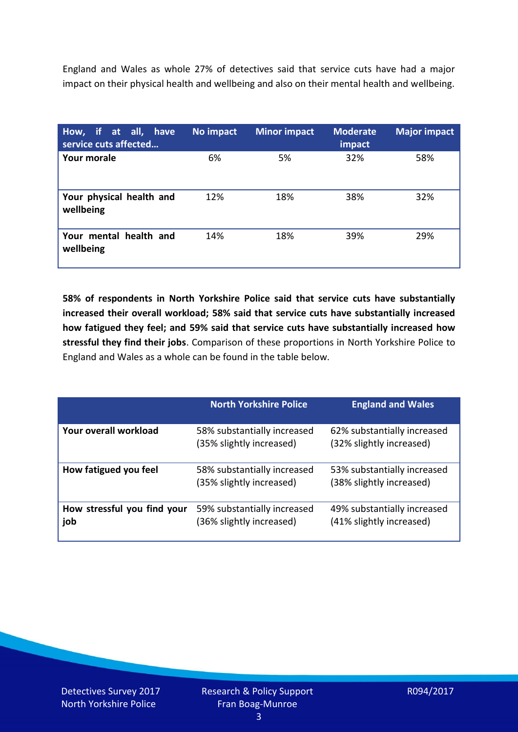England and Wales as whole 27% of detectives said that service cuts have had a major impact on their physical health and wellbeing and also on their mental health and wellbeing.

| How, if at all, have service cuts affected… | No impact | Minor impact | Moderate impact | Major impact |
|---|---|---|---|---|
| **Your morale** | 6% | 5% | 32% | 58% |
| **Your physical health and wellbeing** | 12% | 18% | 38% | 32% |
| **Your mental health and wellbeing** | 14% | 18% | 39% | 29% |

**58% of respondents in North Yorkshire Police said that service cuts have substantially increased their overall workload; 58% said that service cuts have substantially increased how fatigued they feel; and 59% said that service cuts have substantially increased how stressful they find their jobs**. Comparison of these proportions in North Yorkshire Police to England and Wales as a whole can be found in the table below.

| | North Yorkshire Police | England and Wales |
|---|---|---|
| **Your overall workload** | 58% substantially increased (35% slightly increased) | 62% substantially increased (32% slightly increased) |
| **How fatigued you feel** | 58% substantially increased (35% slightly increased) | 53% substantially increased (38% slightly increased) |
| **How stressful you find your job** | 59% substantially increased (36% slightly increased) | 49% substantially increased (41% slightly increased) |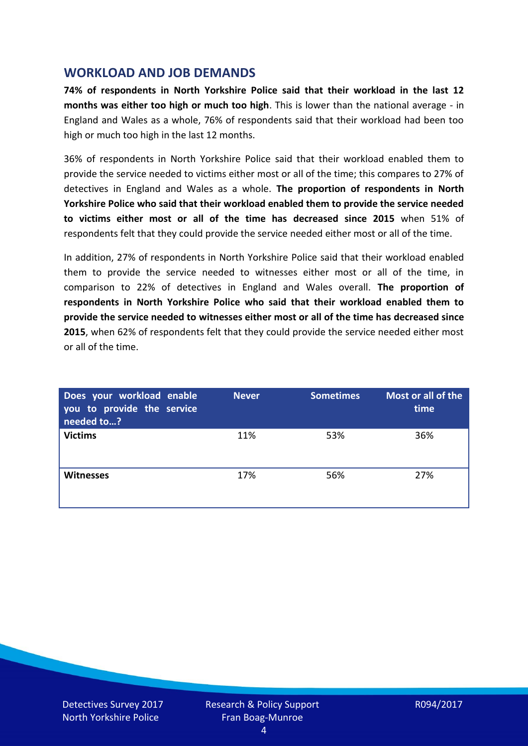## WORKLOAD AND JOB DEMANDS

**74% of respondents in North Yorkshire Police said that their workload in the last 12 months was either too high or much too high**. This is lower than the national average - in England and Wales as a whole, 76% of respondents said that their workload had been too high or much too high in the last 12 months.

36% of respondents in North Yorkshire Police said that their workload enabled them to provide the service needed to victims either most or all of the time; this compares to 27% of detectives in England and Wales as a whole. **The proportion of respondents in North Yorkshire Police who said that their workload enabled them to provide the service needed to victims either most or all of the time has decreased since 2015** when 51% of respondents felt that they could provide the service needed either most or all of the time.

In addition, 27% of respondents in North Yorkshire Police said that their workload enabled them to provide the service needed to witnesses either most or all of the time, in comparison to 22% of detectives in England and Wales overall. **The proportion of respondents in North Yorkshire Police who said that their workload enabled them to provide the service needed to witnesses either most or all of the time has decreased since 2015**, when 62% of respondents felt that they could provide the service needed either most or all of the time.

| Does your workload enable you to provide the service needed to…? | Never | Sometimes | Most or all of the time |
|---|---|---|---|
| **Victims** | 11% | 53% | 36% |
| **Witnesses** | 17% | 56% | 27% |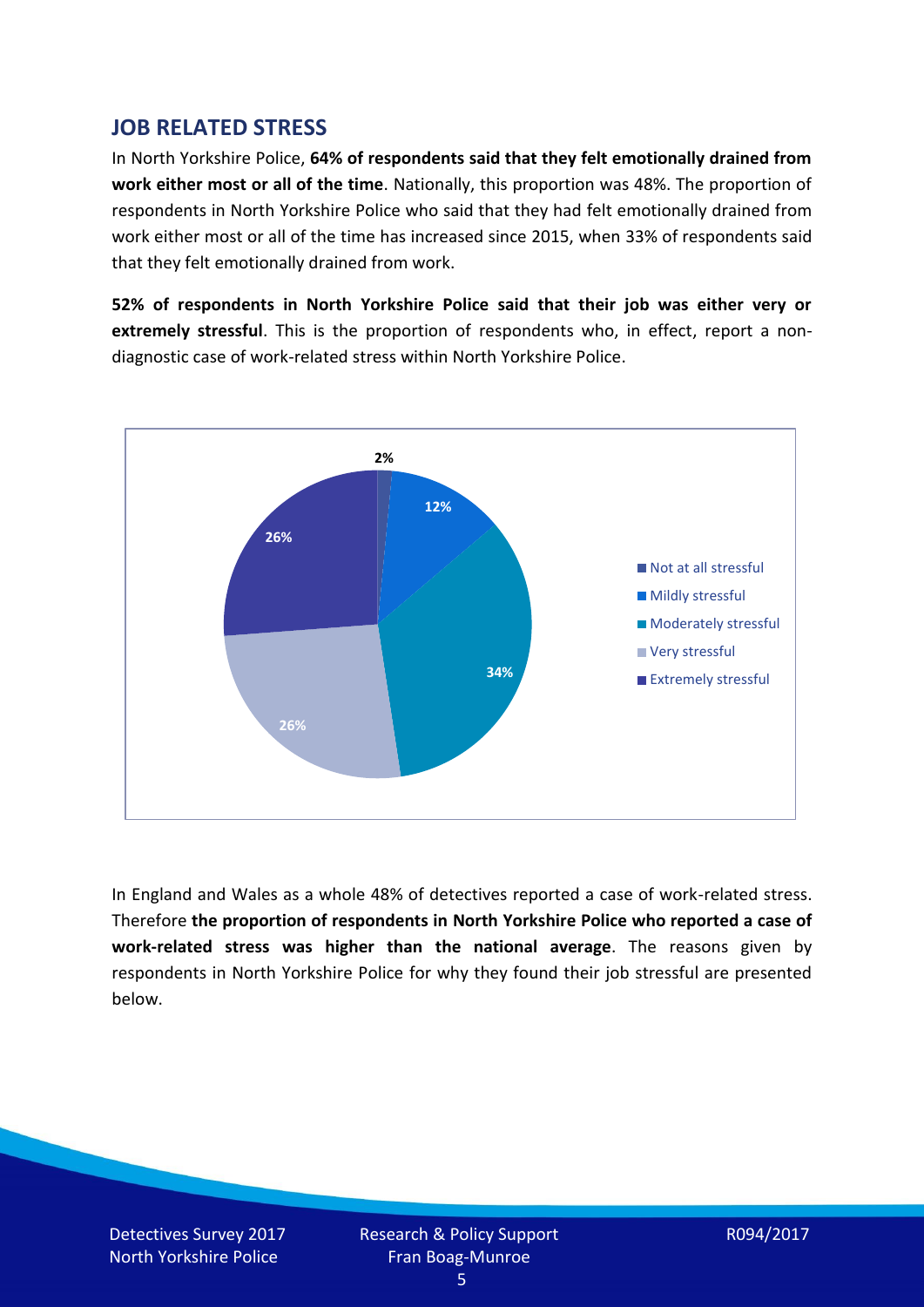## JOB RELATED STRESS

In North Yorkshire Police, **64% of respondents said that they felt emotionally drained from work either most or all of the time**. Nationally, this proportion was 48%. The proportion of respondents in North Yorkshire Police who said that they had felt emotionally drained from work either most or all of the time has increased since 2015, when 33% of respondents said that they felt emotionally drained from work.

**52% of respondents in North Yorkshire Police said that their job was either very or extremely stressful**. This is the proportion of respondents who, in effect, report a non-diagnostic case of work-related stress within North Yorkshire Police.

| Response | Percentage |
|---|---|
| Not at all stressful | 2% |
| Mildly stressful | 12% |
| Moderately stressful | 34% |
| Very stressful | 26% |
| Extremely stressful | 26% |

In England and Wales as a whole 48% of detectives reported a case of work-related stress. Therefore **the proportion of respondents in North Yorkshire Police who reported a case of work-related stress was higher than the national average**. The reasons given by respondents in North Yorkshire Police for why they found their job stressful are presented below.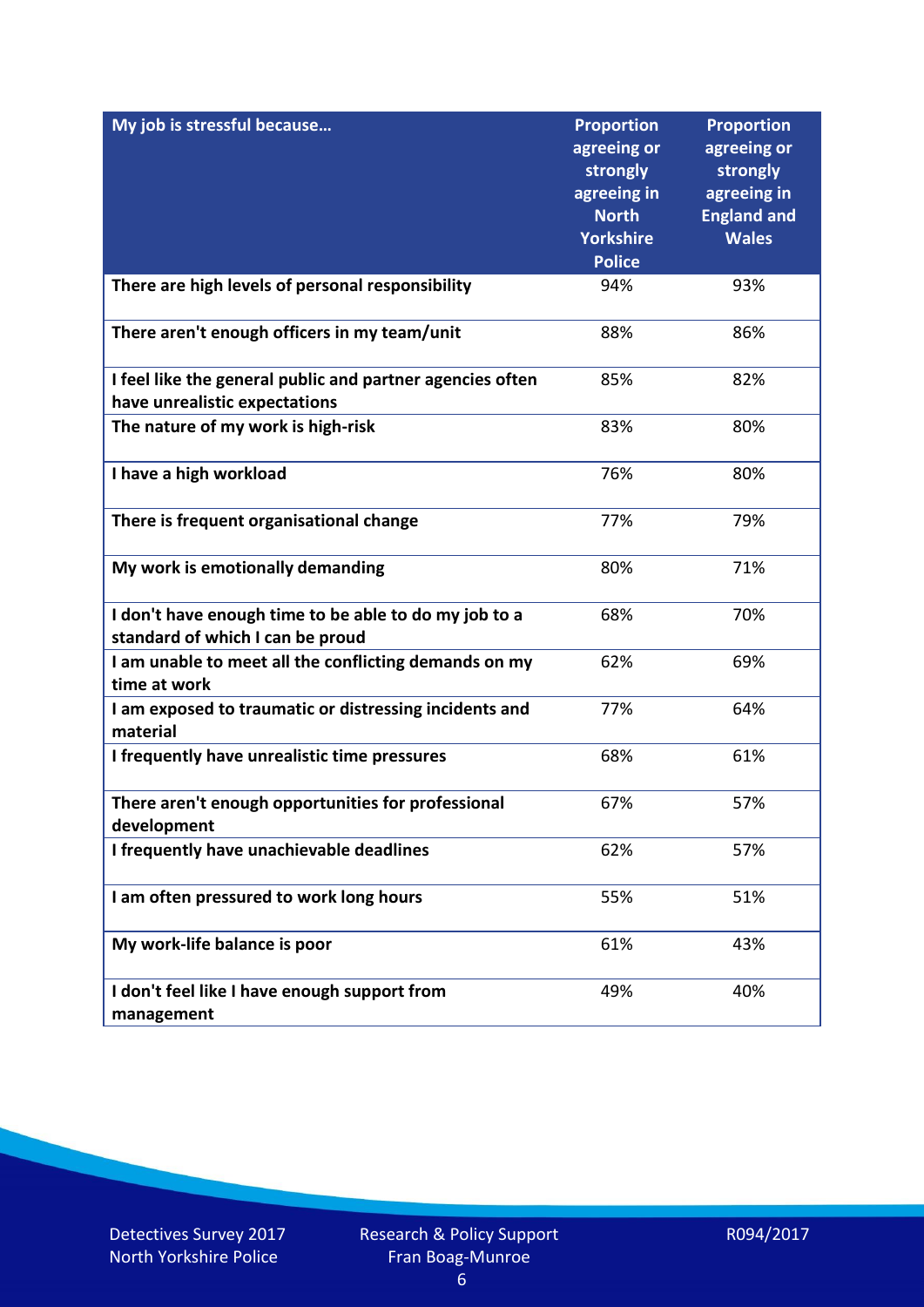| My job is stressful because… | Proportion agreeing or strongly agreeing in North Yorkshire Police | Proportion agreeing or strongly agreeing in England and Wales |
|---|---|---|
| There are high levels of personal responsibility | 94% | 93% |
| There aren't enough officers in my team/unit | 88% | 86% |
| I feel like the general public and partner agencies often have unrealistic expectations | 85% | 82% |
| The nature of my work is high-risk | 83% | 80% |
| I have a high workload | 76% | 80% |
| There is frequent organisational change | 77% | 79% |
| My work is emotionally demanding | 80% | 71% |
| I don't have enough time to be able to do my job to a standard of which I can be proud | 68% | 70% |
| I am unable to meet all the conflicting demands on my time at work | 62% | 69% |
| I am exposed to traumatic or distressing incidents and material | 77% | 64% |
| I frequently have unrealistic time pressures | 68% | 61% |
| There aren't enough opportunities for professional development | 67% | 57% |
| I frequently have unachievable deadlines | 62% | 57% |
| I am often pressured to work long hours | 55% | 51% |
| My work-life balance is poor | 61% | 43% |
| I don't feel like I have enough support from management | 49% | 40% |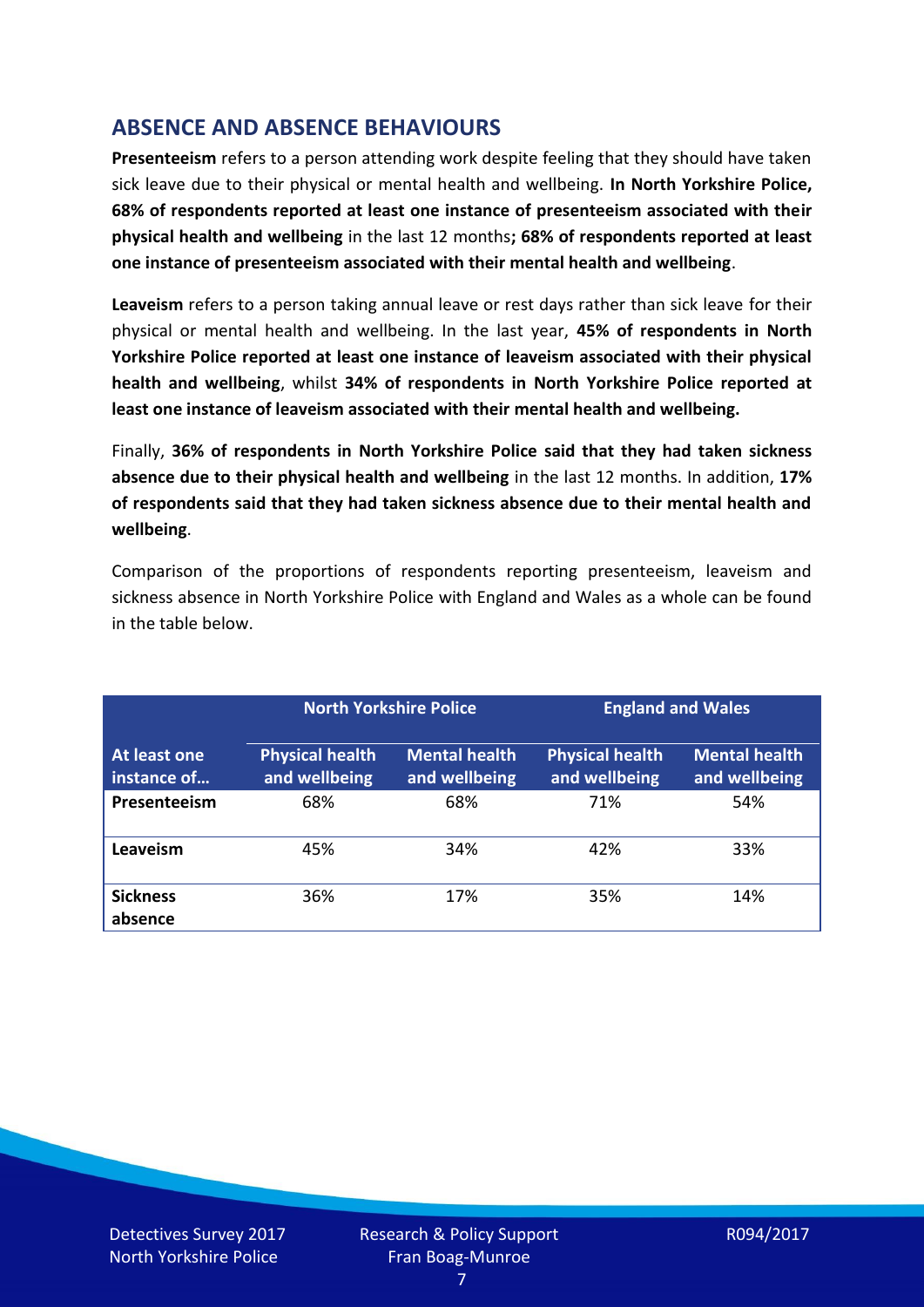## ABSENCE AND ABSENCE BEHAVIOURS

**Presenteeism** refers to a person attending work despite feeling that they should have taken sick leave due to their physical or mental health and wellbeing. **In North Yorkshire Police, 68% of respondents reported at least one instance of presenteeism associated with their physical health and wellbeing** in the last 12 months**; 68% of respondents reported at least one instance of presenteeism associated with their mental health and wellbeing**.

**Leaveism** refers to a person taking annual leave or rest days rather than sick leave for their physical or mental health and wellbeing. In the last year, **45% of respondents in North Yorkshire Police reported at least one instance of leaveism associated with their physical health and wellbeing**, whilst **34% of respondents in North Yorkshire Police reported at least one instance of leaveism associated with their mental health and wellbeing.**

Finally, **36% of respondents in North Yorkshire Police said that they had taken sickness absence due to their physical health and wellbeing** in the last 12 months. In addition, **17% of respondents said that they had taken sickness absence due to their mental health and wellbeing**.

Comparison of the proportions of respondents reporting presenteeism, leaveism and sickness absence in North Yorkshire Police with England and Wales as a whole can be found in the table below.

| | North Yorkshire Police | | England and Wales | |
|---|---|---|---|---|
| **At least one instance of…** | **Physical health and wellbeing** | **Mental health and wellbeing** | **Physical health and wellbeing** | **Mental health and wellbeing** |
| **Presenteeism** | 68% | 68% | 71% | 54% |
| **Leaveism** | 45% | 34% | 42% | 33% |
| **Sickness absence** | 36% | 17% | 35% | 14% |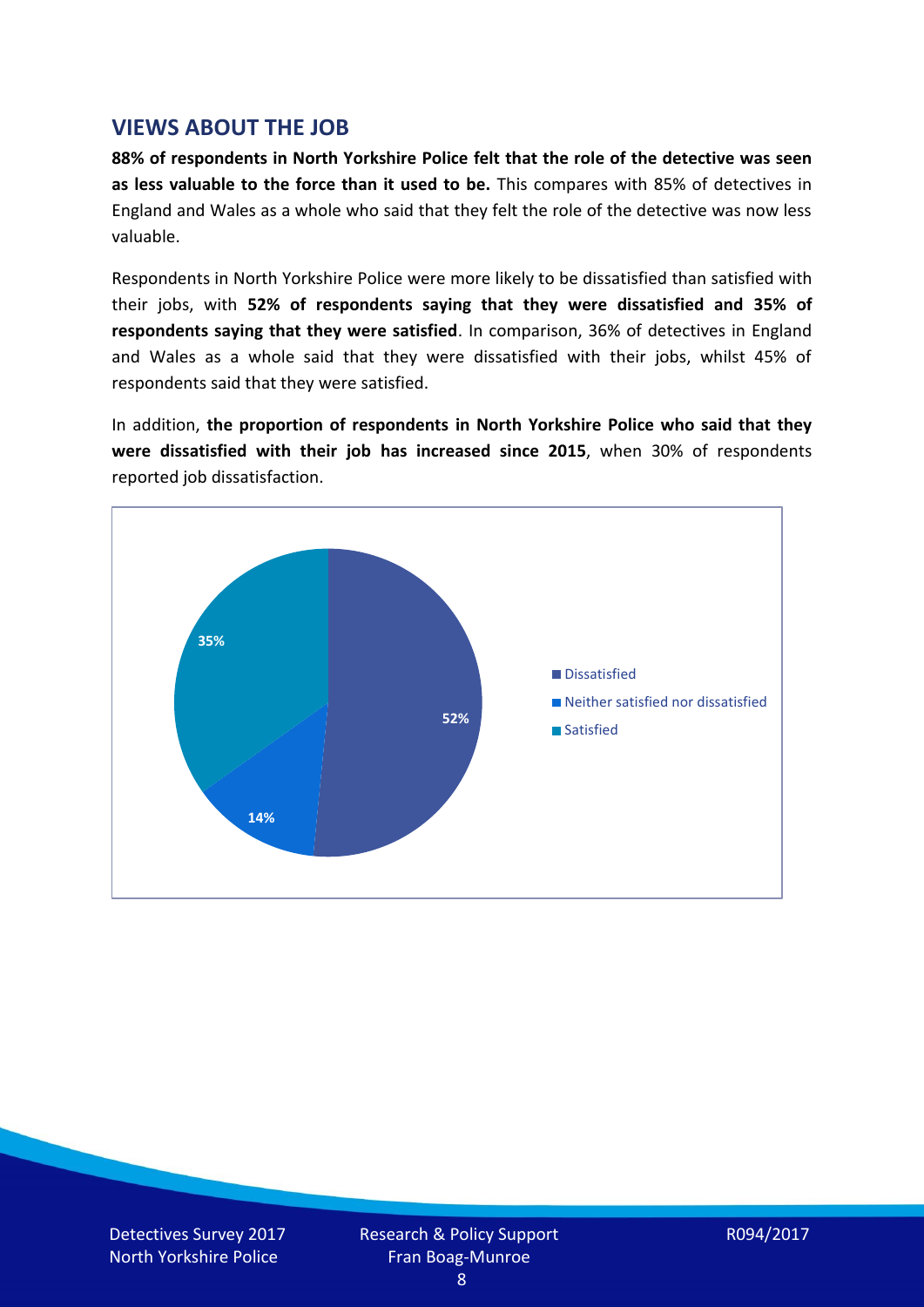## VIEWS ABOUT THE JOB

**88% of respondents in North Yorkshire Police felt that the role of the detective was seen as less valuable to the force than it used to be.** This compares with 85% of detectives in England and Wales as a whole who said that they felt the role of the detective was now less valuable.

Respondents in North Yorkshire Police were more likely to be dissatisfied than satisfied with their jobs, with **52% of respondents saying that they were dissatisfied and 35% of respondents saying that they were satisfied**. In comparison, 36% of detectives in England and Wales as a whole said that they were dissatisfied with their jobs, whilst 45% of respondents said that they were satisfied.

In addition, **the proportion of respondents in North Yorkshire Police who said that they were dissatisfied with their job has increased since 2015**, when 30% of respondents reported job dissatisfaction.

| Response | Percentage |
|---|---|
| Dissatisfied | 52% |
| Neither satisfied nor dissatisfied | 14% |
| Satisfied | 35% |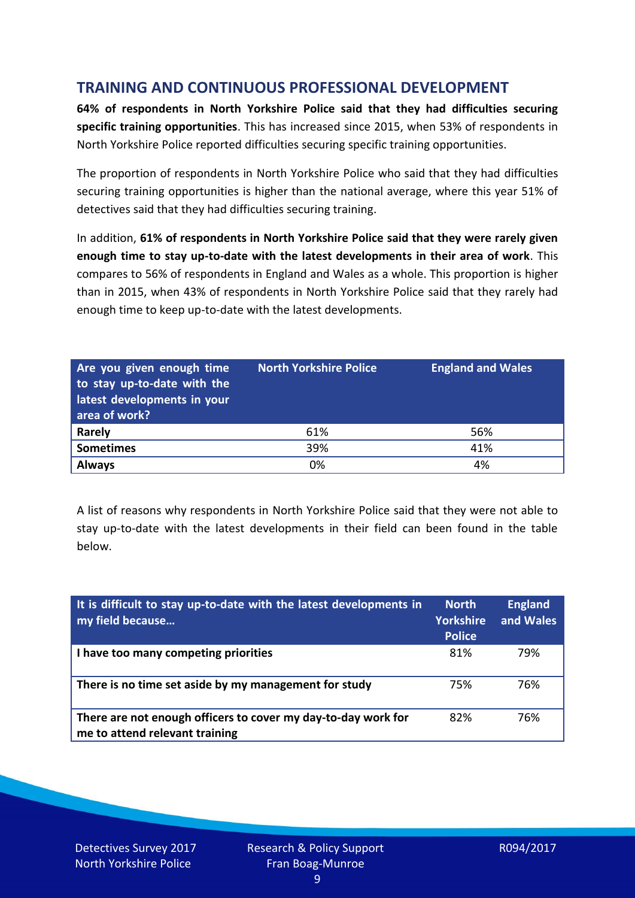## TRAINING AND CONTINUOUS PROFESSIONAL DEVELOPMENT

**64% of respondents in North Yorkshire Police said that they had difficulties securing specific training opportunities**. This has increased since 2015, when 53% of respondents in North Yorkshire Police reported difficulties securing specific training opportunities.

The proportion of respondents in North Yorkshire Police who said that they had difficulties securing training opportunities is higher than the national average, where this year 51% of detectives said that they had difficulties securing training.

In addition, **61% of respondents in North Yorkshire Police said that they were rarely given enough time to stay up-to-date with the latest developments in their area of work**. This compares to 56% of respondents in England and Wales as a whole. This proportion is higher than in 2015, when 43% of respondents in North Yorkshire Police said that they rarely had enough time to keep up-to-date with the latest developments.

| Are you given enough time to stay up-to-date with the latest developments in your area of work? | North Yorkshire Police | England and Wales |
|---|---|---|
| **Rarely** | 61% | 56% |
| **Sometimes** | 39% | 41% |
| **Always** | 0% | 4% |

A list of reasons why respondents in North Yorkshire Police said that they were not able to stay up-to-date with the latest developments in their field can been found in the table below.

| It is difficult to stay up-to-date with the latest developments in my field because… | North Yorkshire Police | England and Wales |
|---|---|---|
| **I have too many competing priorities** | 81% | 79% |
| **There is no time set aside by my management for study** | 75% | 76% |
| **There are not enough officers to cover my day-to-day work for me to attend relevant training** | 82% | 76% |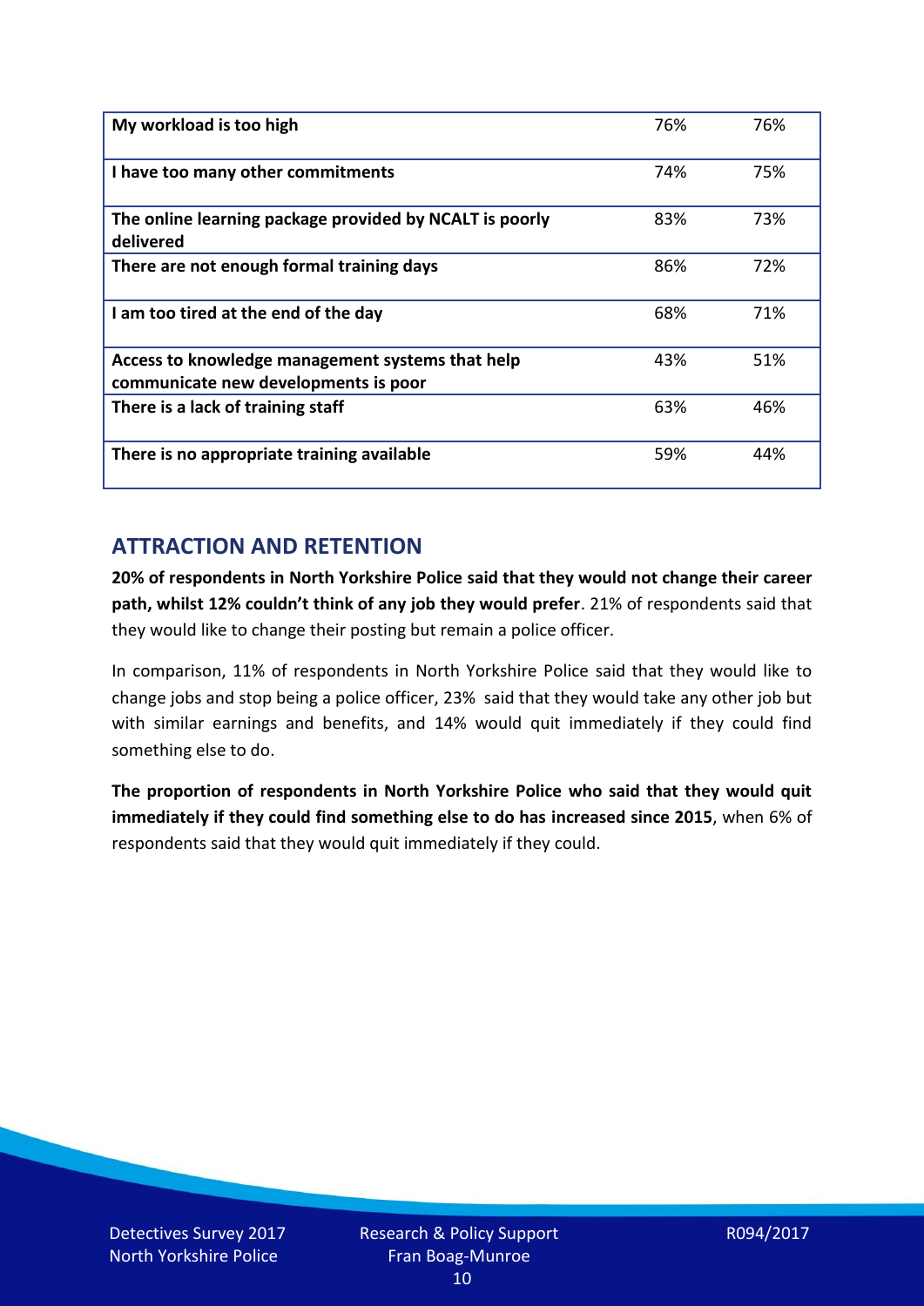| | | |
|---|---|---|
| **My workload is too high** | 76% | 76% |
| **I have too many other commitments** | 74% | 75% |
| **The online learning package provided by NCALT is poorly delivered** | 83% | 73% |
| **There are not enough formal training days** | 86% | 72% |
| **I am too tired at the end of the day** | 68% | 71% |
| **Access to knowledge management systems that help communicate new developments is poor** | 43% | 51% |
| **There is a lack of training staff** | 63% | 46% |
| **There is no appropriate training available** | 59% | 44% |

## ATTRACTION AND RETENTION

**20% of respondents in North Yorkshire Police said that they would not change their career path, whilst 12% couldn't think of any job they would prefer**. 21% of respondents said that they would like to change their posting but remain a police officer.

In comparison, 11% of respondents in North Yorkshire Police said that they would like to change jobs and stop being a police officer, 23% said that they would take any other job but with similar earnings and benefits, and 14% would quit immediately if they could find something else to do.

**The proportion of respondents in North Yorkshire Police who said that they would quit immediately if they could find something else to do has increased since 2015**, when 6% of respondents said that they would quit immediately if they could.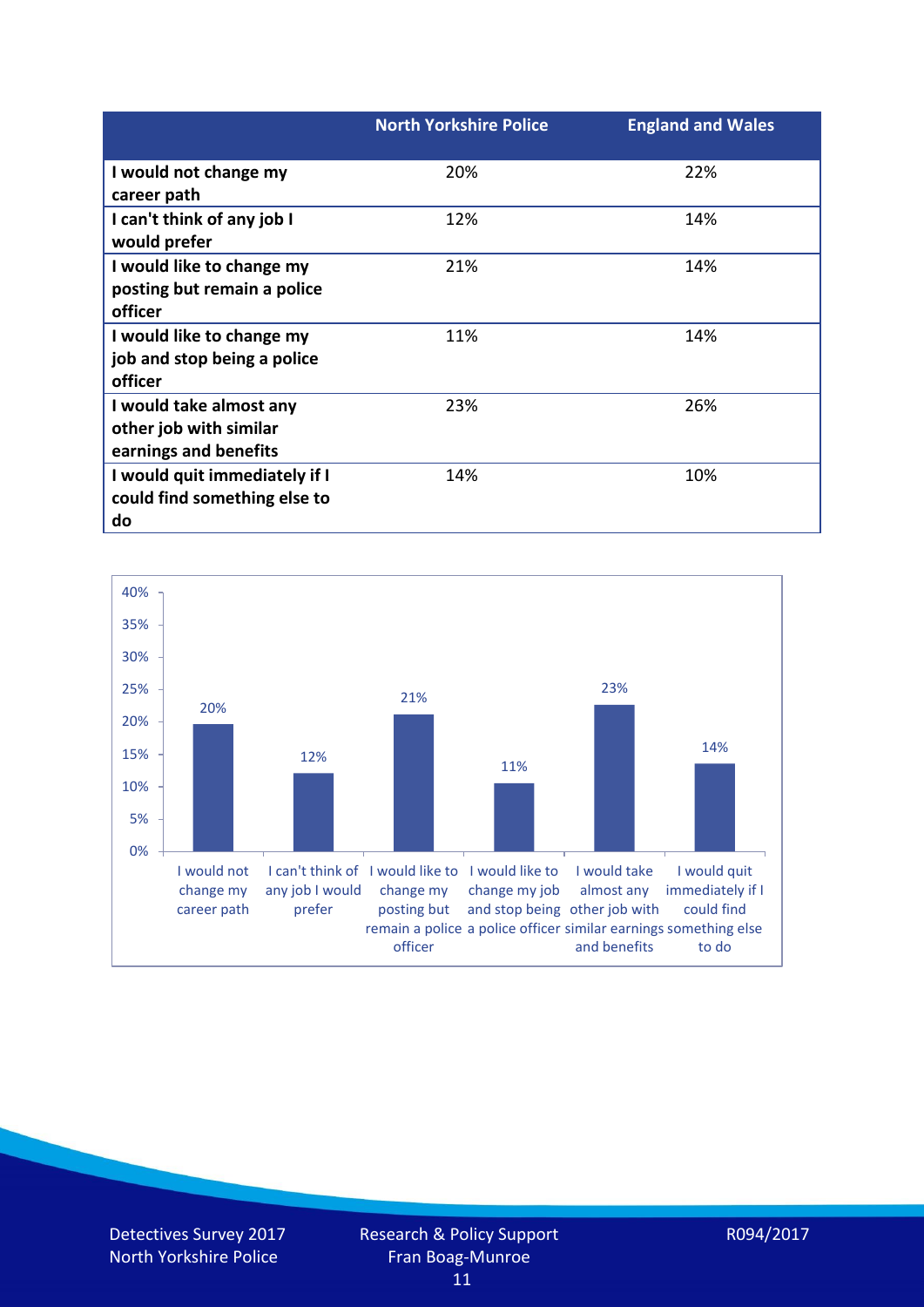| | North Yorkshire Police | England and Wales |
|---|---|---|
| I would not change my career path | 20% | 22% |
| I can't think of any job I would prefer | 12% | 14% |
| I would like to change my posting but remain a police officer | 21% | 14% |
| I would like to change my job and stop being a police officer | 11% | 14% |
| I would take almost any other job with similar earnings and benefits | 23% | 26% |
| I would quit immediately if I could find something else to do | 14% | 10% |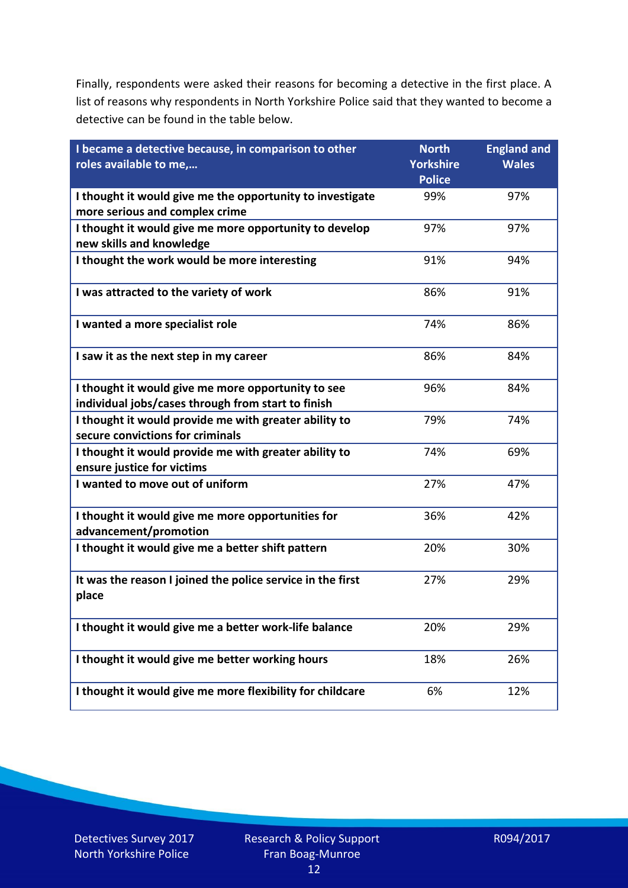Finally, respondents were asked their reasons for becoming a detective in the first place. A list of reasons why respondents in North Yorkshire Police said that they wanted to become a detective can be found in the table below.

| I became a detective because, in comparison to other roles available to me,… | North Yorkshire Police | England and Wales |
|---|---|---|
| I thought it would give me the opportunity to investigate more serious and complex crime | 99% | 97% |
| I thought it would give me more opportunity to develop new skills and knowledge | 97% | 97% |
| I thought the work would be more interesting | 91% | 94% |
| I was attracted to the variety of work | 86% | 91% |
| I wanted a more specialist role | 74% | 86% |
| I saw it as the next step in my career | 86% | 84% |
| I thought it would give me more opportunity to see individual jobs/cases through from start to finish | 96% | 84% |
| I thought it would provide me with greater ability to secure convictions for criminals | 79% | 74% |
| I thought it would provide me with greater ability to ensure justice for victims | 74% | 69% |
| I wanted to move out of uniform | 27% | 47% |
| I thought it would give me more opportunities for advancement/promotion | 36% | 42% |
| I thought it would give me a better shift pattern | 20% | 30% |
| It was the reason I joined the police service in the first place | 27% | 29% |
| I thought it would give me a better work-life balance | 20% | 29% |
| I thought it would give me better working hours | 18% | 26% |
| I thought it would give me more flexibility for childcare | 6% | 12% |